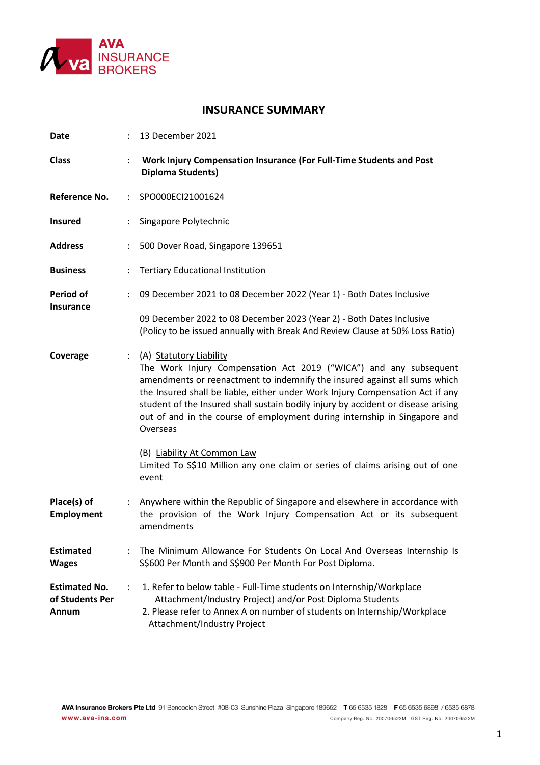# INSURANCE SUMMARY

**Date** : 13 December 2021

**Class** : **Work Injury Compensation Insurance (For Full-Time Students and Post Diploma Students)**

**Reference No.** : SPO000ECI21001624

**Insured** : Singapore Polytechnic

**Address** : 500 Dover Road, Singapore 139651

**Business** : Tertiary Educational Institution

**Period of Insurance** : 09 December 2021 to 08 December 2022 (Year 1) - Both Dates Inclusive

09 December 2022 to 08 December 2023 (Year 2) - Both Dates Inclusive
(Policy to be issued annually with Break And Review Clause at 50% Loss Ratio)

**Coverage** : (A) Statutory Liability
The Work Injury Compensation Act 2019 ("WICA") and any subsequent amendments or reenactment to indemnify the insured against all sums which the Insured shall be liable, either under Work Injury Compensation Act if any student of the Insured shall sustain bodily injury by accident or disease arising out of and in the course of employment during internship in Singapore and Overseas

(B) Liability At Common Law
Limited To S$10 Million any one claim or series of claims arising out of one event

**Place(s) of Employment** : Anywhere within the Republic of Singapore and elsewhere in accordance with the provision of the Work Injury Compensation Act or its subsequent amendments

**Estimated Wages** : The Minimum Allowance For Students On Local And Overseas Internship Is S$600 Per Month and S$900 Per Month For Post Diploma.

**Estimated No. of Students Per Annum** :

1. Refer to below table - Full-Time students on Internship/Workplace Attachment/Industry Project) and/or Post Diploma Students
2. Please refer to Annex A on number of students on Internship/Workplace Attachment/Industry Project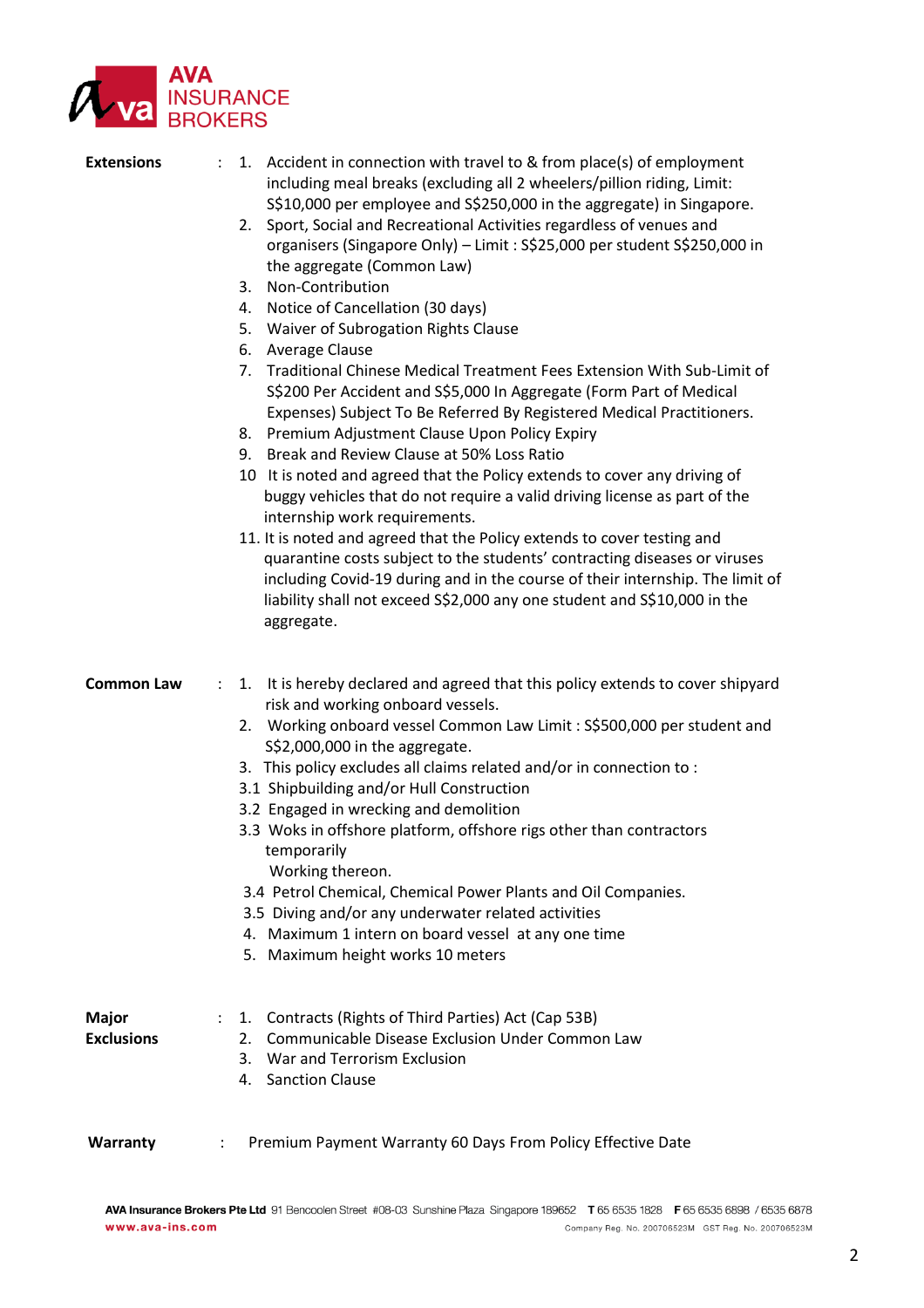**Extensions** :

1. Accident in connection with travel to & from place(s) of employment including meal breaks (excluding all 2 wheelers/pillion riding, Limit: S$10,000 per employee and S$250,000 in the aggregate) in Singapore.
2. Sport, Social and Recreational Activities regardless of venues and organisers (Singapore Only) – Limit : S$25,000 per student S$250,000 in the aggregate (Common Law)
3. Non-Contribution
4. Notice of Cancellation (30 days)
5. Waiver of Subrogation Rights Clause
6. Average Clause
7. Traditional Chinese Medical Treatment Fees Extension With Sub-Limit of S$200 Per Accident and S$5,000 In Aggregate (Form Part of Medical Expenses) Subject To Be Referred By Registered Medical Practitioners.
8. Premium Adjustment Clause Upon Policy Expiry
9. Break and Review Clause at 50% Loss Ratio
10. It is noted and agreed that the Policy extends to cover any driving of buggy vehicles that do not require a valid driving license as part of the internship work requirements.
11. It is noted and agreed that the Policy extends to cover testing and quarantine costs subject to the students' contracting diseases or viruses including Covid-19 during and in the course of their internship. The limit of liability shall not exceed S$2,000 any one student and S$10,000 in the aggregate.

**Common Law** :

1. It is hereby declared and agreed that this policy extends to cover shipyard risk and working onboard vessels.
2. Working onboard vessel Common Law Limit : S$500,000 per student and S$2,000,000 in the aggregate.
3. This policy excludes all claims related and/or in connection to :
   - 3.1 Shipbuilding and/or Hull Construction
   - 3.2 Engaged in wrecking and demolition
   - 3.3 Woks in offshore platform, offshore rigs other than contractors temporarily Working thereon.
   - 3.4 Petrol Chemical, Chemical Power Plants and Oil Companies.
   - 3.5 Diving and/or any underwater related activities
4. Maximum 1 intern on board vessel at any one time
5. Maximum height works 10 meters

**Major Exclusions** :

1. Contracts (Rights of Third Parties) Act (Cap 53B)
2. Communicable Disease Exclusion Under Common Law
3. War and Terrorism Exclusion
4. Sanction Clause

**Warranty** : Premium Payment Warranty 60 Days From Policy Effective Date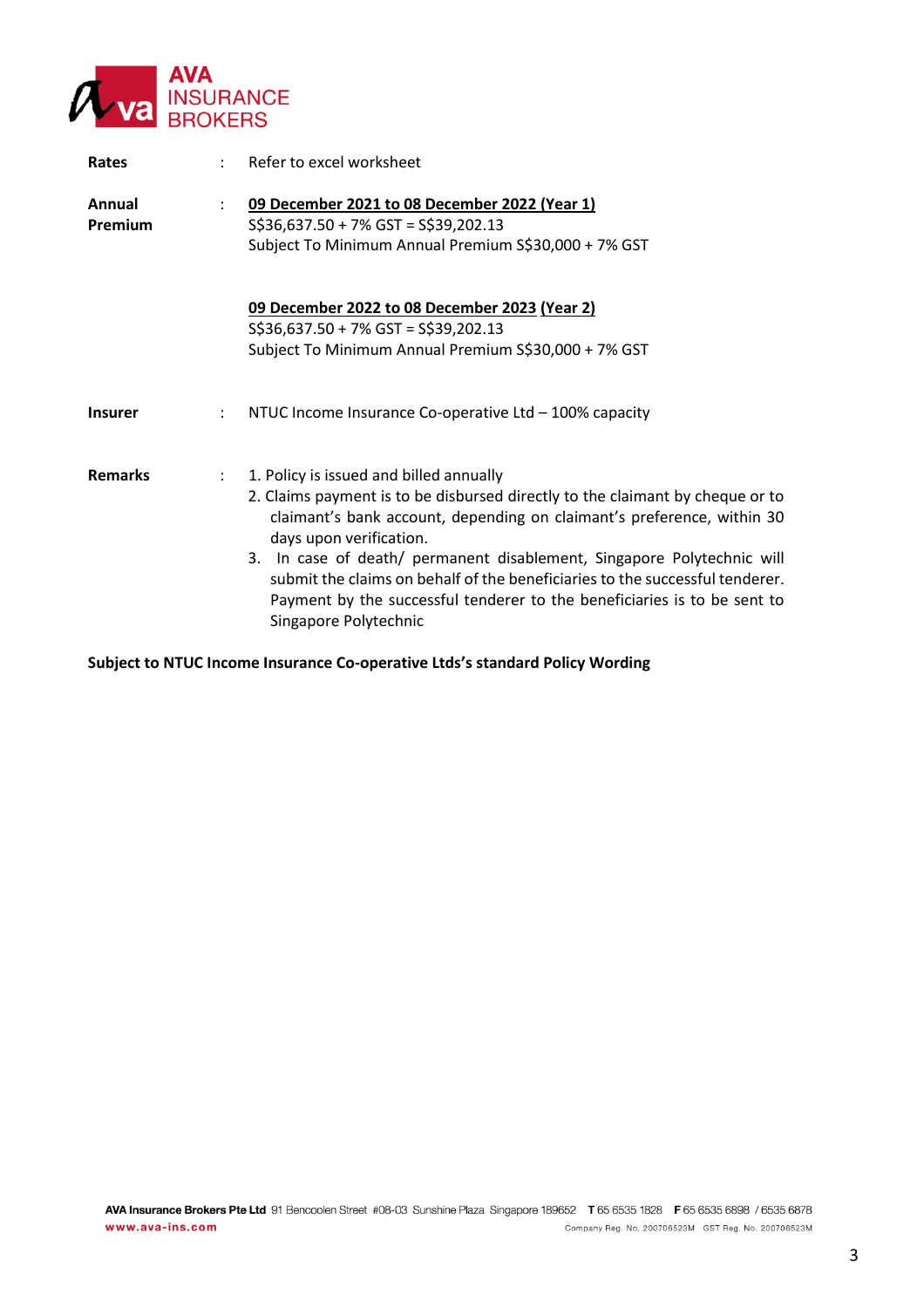**Rates** : Refer to excel worksheet

**Annual Premium** :

**09 December 2021 to 08 December 2022 (Year 1)**
S$36,637.50 + 7% GST = S$39,202.13
Subject To Minimum Annual Premium S$30,000 + 7% GST

**09 December 2022 to 08 December 2023 (Year 2)**
S$36,637.50 + 7% GST = S$39,202.13
Subject To Minimum Annual Premium S$30,000 + 7% GST

**Insurer** : NTUC Income Insurance Co-operative Ltd – 100% capacity

**Remarks** :

1. Policy is issued and billed annually
2. Claims payment is to be disbursed directly to the claimant by cheque or to claimant's bank account, depending on claimant's preference, within 30 days upon verification.
3. In case of death/ permanent disablement, Singapore Polytechnic will submit the claims on behalf of the beneficiaries to the successful tenderer. Payment by the successful tenderer to the beneficiaries is to be sent to Singapore Polytechnic

**Subject to NTUC Income Insurance Co-operative Ltds's standard Policy Wording**